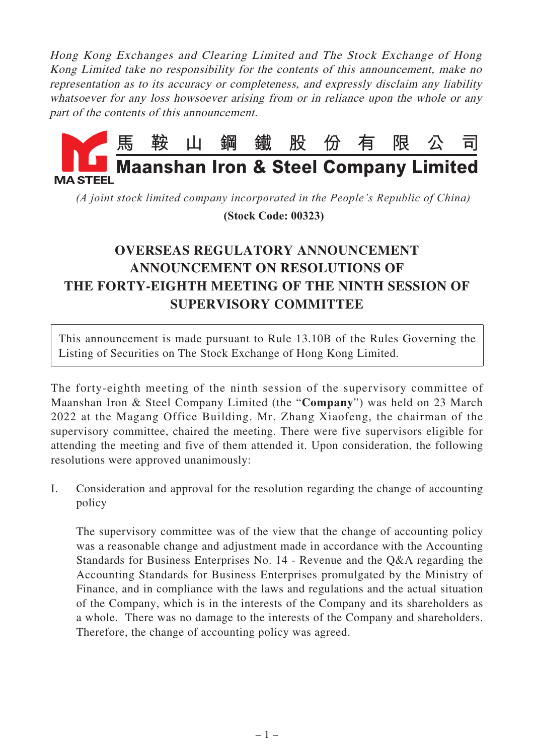*Hong Kong Exchanges and Clearing Limited and The Stock Exchange of Hong Kong Limited take no responsibility for the contents of this announcement, make no representation as to its accuracy or completeness, and expressly disclaim any liability whatsoever for any loss howsoever arising from or in reliance upon the whole or any part of the contents of this announcement.*

MA STEEL

# 馬鞍山鋼鐵股份有限公司
# Maanshan Iron & Steel Company Limited

*(A joint stock limited company incorporated in the People's Republic of China)*

**(Stock Code: 00323)**

## OVERSEAS REGULATORY ANNOUNCEMENT
## ANNOUNCEMENT ON RESOLUTIONS OF THE FORTY-EIGHTH MEETING OF THE NINTH SESSION OF SUPERVISORY COMMITTEE

This announcement is made pursuant to Rule 13.10B of the Rules Governing the Listing of Securities on The Stock Exchange of Hong Kong Limited.

The forty-eighth meeting of the ninth session of the supervisory committee of Maanshan Iron & Steel Company Limited (the "**Company**") was held on 23 March 2022 at the Magang Office Building. Mr. Zhang Xiaofeng, the chairman of the supervisory committee, chaired the meeting. There were five supervisors eligible for attending the meeting and five of them attended it. Upon consideration, the following resolutions were approved unanimously:

I. Consideration and approval for the resolution regarding the change of accounting policy

   The supervisory committee was of the view that the change of accounting policy was a reasonable change and adjustment made in accordance with the Accounting Standards for Business Enterprises No. 14 - Revenue and the Q&A regarding the Accounting Standards for Business Enterprises promulgated by the Ministry of Finance, and in compliance with the laws and regulations and the actual situation of the Company, which is in the interests of the Company and its shareholders as a whole. There was no damage to the interests of the Company and shareholders. Therefore, the change of accounting policy was agreed.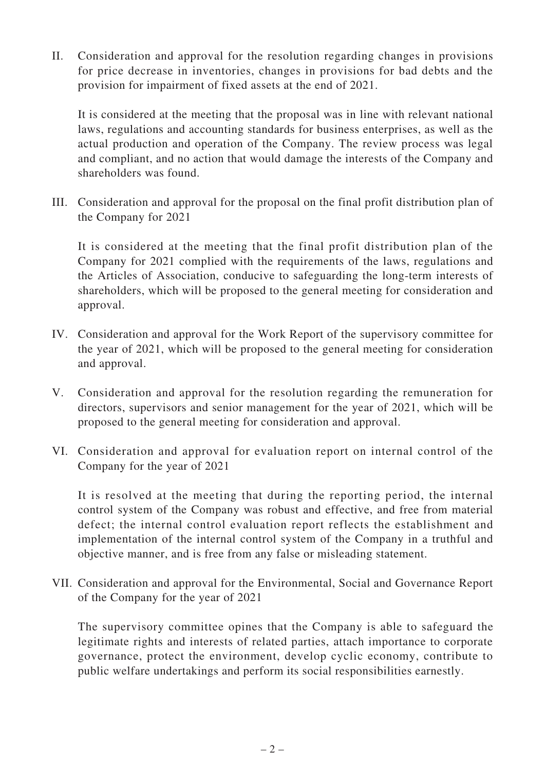II. Consideration and approval for the resolution regarding changes in provisions for price decrease in inventories, changes in provisions for bad debts and the provision for impairment of fixed assets at the end of 2021.

 It is considered at the meeting that the proposal was in line with relevant national laws, regulations and accounting standards for business enterprises, as well as the actual production and operation of the Company. The review process was legal and compliant, and no action that would damage the interests of the Company and shareholders was found.

III. Consideration and approval for the proposal on the final profit distribution plan of the Company for 2021

 It is considered at the meeting that the final profit distribution plan of the Company for 2021 complied with the requirements of the laws, regulations and the Articles of Association, conducive to safeguarding the long-term interests of shareholders, which will be proposed to the general meeting for consideration and approval.

IV. Consideration and approval for the Work Report of the supervisory committee for the year of 2021, which will be proposed to the general meeting for consideration and approval.

V. Consideration and approval for the resolution regarding the remuneration for directors, supervisors and senior management for the year of 2021, which will be proposed to the general meeting for consideration and approval.

VI. Consideration and approval for evaluation report on internal control of the Company for the year of 2021

 It is resolved at the meeting that during the reporting period, the internal control system of the Company was robust and effective, and free from material defect; the internal control evaluation report reflects the establishment and implementation of the internal control system of the Company in a truthful and objective manner, and is free from any false or misleading statement.

VII. Consideration and approval for the Environmental, Social and Governance Report of the Company for the year of 2021

 The supervisory committee opines that the Company is able to safeguard the legitimate rights and interests of related parties, attach importance to corporate governance, protect the environment, develop cyclic economy, contribute to public welfare undertakings and perform its social responsibilities earnestly.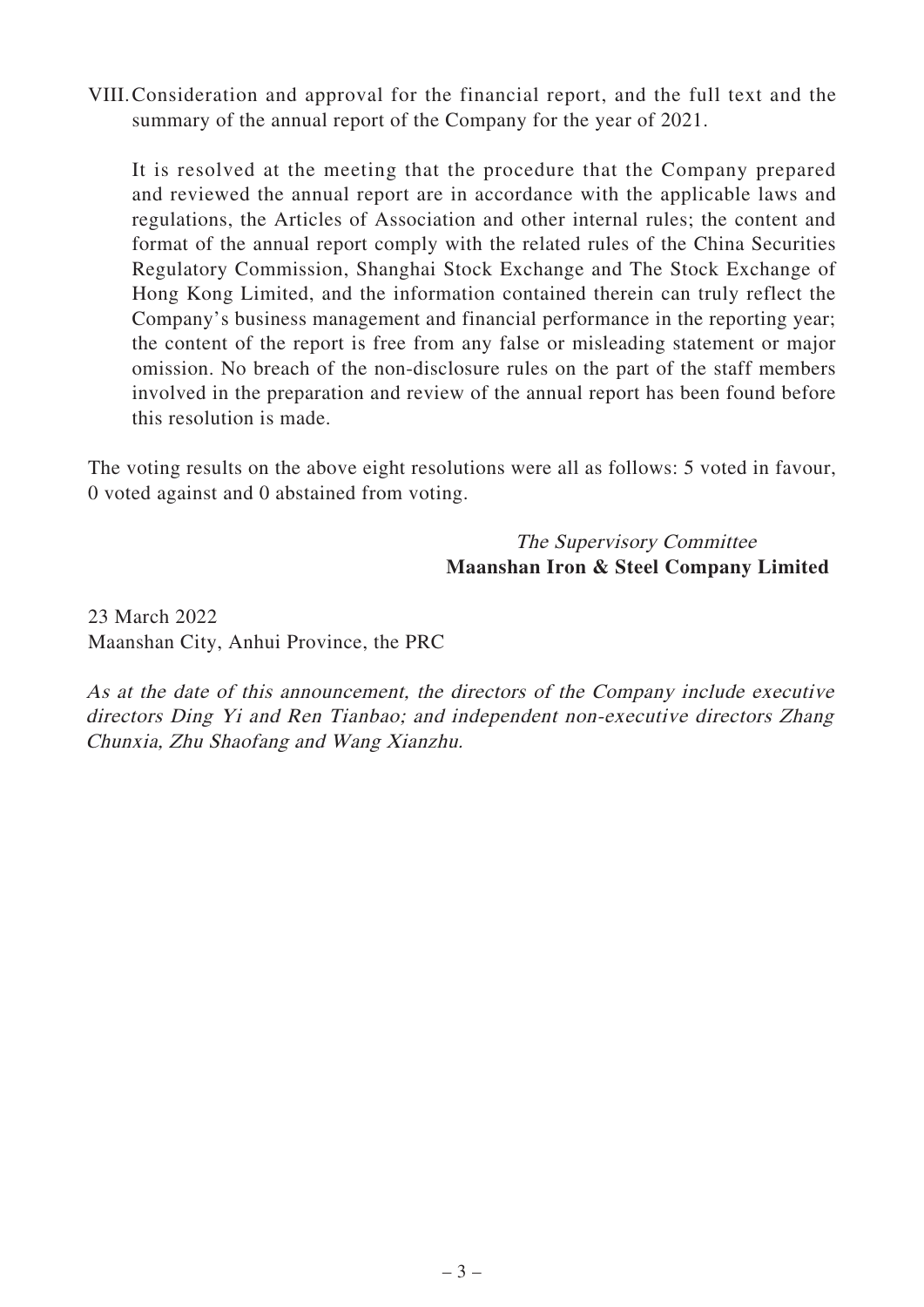VIII. Consideration and approval for the financial report, and the full text and the summary of the annual report of the Company for the year of 2021.

It is resolved at the meeting that the procedure that the Company prepared and reviewed the annual report are in accordance with the applicable laws and regulations, the Articles of Association and other internal rules; the content and format of the annual report comply with the related rules of the China Securities Regulatory Commission, Shanghai Stock Exchange and The Stock Exchange of Hong Kong Limited, and the information contained therein can truly reflect the Company's business management and financial performance in the reporting year; the content of the report is free from any false or misleading statement or major omission. No breach of the non-disclosure rules on the part of the staff members involved in the preparation and review of the annual report has been found before this resolution is made.

The voting results on the above eight resolutions were all as follows: 5 voted in favour, 0 voted against and 0 abstained from voting.

*The Supervisory Committee*
**Maanshan Iron & Steel Company Limited**

23 March 2022
Maanshan City, Anhui Province, the PRC

*As at the date of this announcement, the directors of the Company include executive directors Ding Yi and Ren Tianbao; and independent non-executive directors Zhang Chunxia, Zhu Shaofang and Wang Xianzhu.*